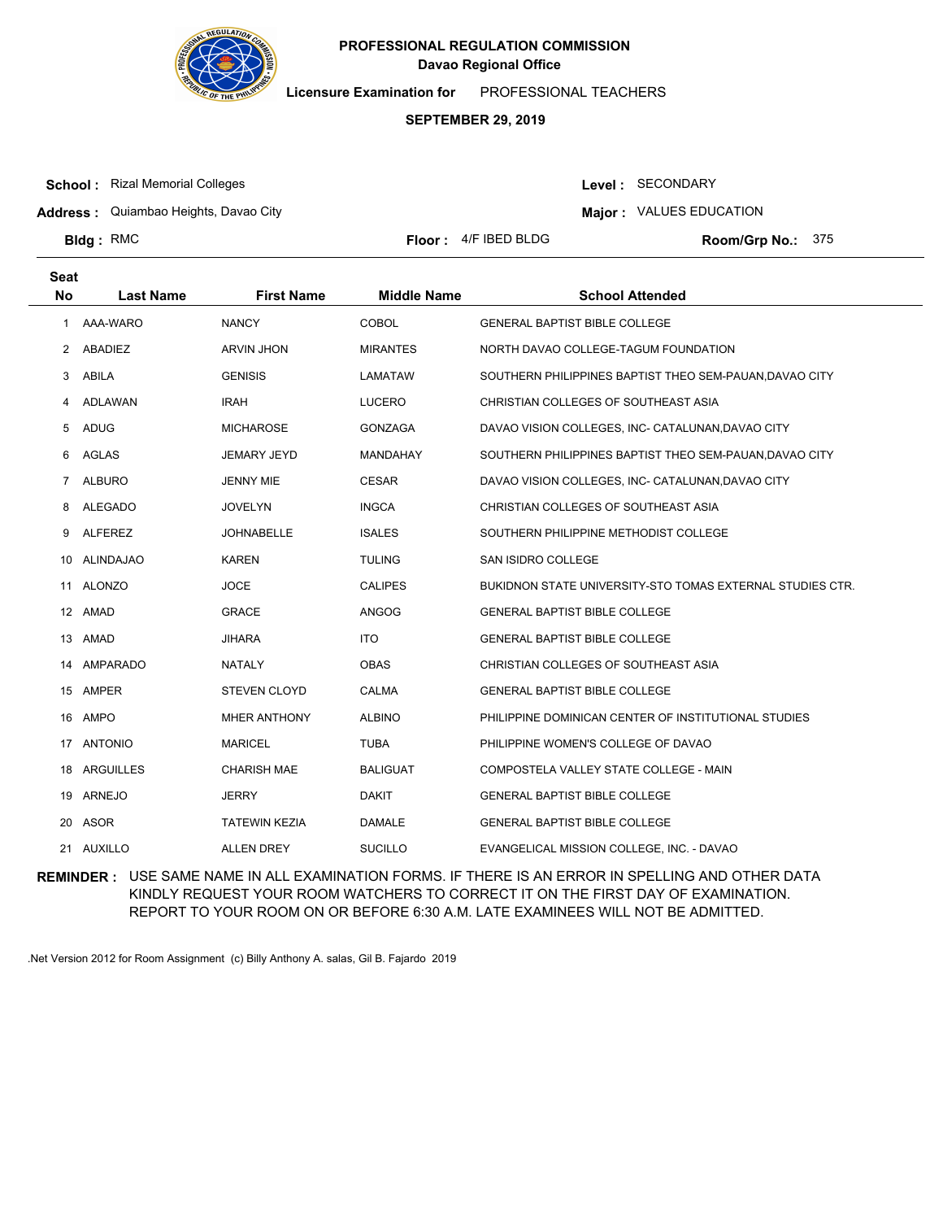# PROFESSIONAL REGULATION COMMISSION

**Davao Regional Office**

**Licensure Examination for** PROFESSIONAL TEACHERS

**SEPTEMBER 29, 2019**

**School :** Rizal Memorial Colleges

**Address :** Quiambao Heights, Davao City

**Bldg :** RMC

**Floor :** 4/F IBED BLDG

**Level :** SECONDARY

**Major :** VALUES EDUCATION

**Room/Grp No.:** 375

| Seat No | Last Name | First Name | Middle Name | School Attended |
|---|---|---|---|---|
| 1 | AAA-WARO | NANCY | COBOL | GENERAL BAPTIST BIBLE COLLEGE |
| 2 | ABADIEZ | ARVIN JHON | MIRANTES | NORTH DAVAO COLLEGE-TAGUM FOUNDATION |
| 3 | ABILA | GENISIS | LAMATAW | SOUTHERN PHILIPPINES BAPTIST THEO SEM-PAUAN,DAVAO CITY |
| 4 | ADLAWAN | IRAH | LUCERO | CHRISTIAN COLLEGES OF SOUTHEAST ASIA |
| 5 | ADUG | MICHAROSE | GONZAGA | DAVAO VISION COLLEGES, INC- CATALUNAN,DAVAO CITY |
| 6 | AGLAS | JEMARY JEYD | MANDAHAY | SOUTHERN PHILIPPINES BAPTIST THEO SEM-PAUAN,DAVAO CITY |
| 7 | ALBURO | JENNY MIE | CESAR | DAVAO VISION COLLEGES, INC- CATALUNAN,DAVAO CITY |
| 8 | ALEGADO | JOVELYN | INGCA | CHRISTIAN COLLEGES OF SOUTHEAST ASIA |
| 9 | ALFEREZ | JOHNABELLE | ISALES | SOUTHERN PHILIPPINE METHODIST COLLEGE |
| 10 | ALINDAJAO | KAREN | TULING | SAN ISIDRO COLLEGE |
| 11 | ALONZO | JOCE | CALIPES | BUKIDNON STATE UNIVERSITY-STO TOMAS EXTERNAL STUDIES CTR. |
| 12 | AMAD | GRACE | ANGOG | GENERAL BAPTIST BIBLE COLLEGE |
| 13 | AMAD | JIHARA | ITO | GENERAL BAPTIST BIBLE COLLEGE |
| 14 | AMPARADO | NATALY | OBAS | CHRISTIAN COLLEGES OF SOUTHEAST ASIA |
| 15 | AMPER | STEVEN CLOYD | CALMA | GENERAL BAPTIST BIBLE COLLEGE |
| 16 | AMPO | MHER ANTHONY | ALBINO | PHILIPPINE DOMINICAN CENTER OF INSTITUTIONAL STUDIES |
| 17 | ANTONIO | MARICEL | TUBA | PHILIPPINE WOMEN'S COLLEGE OF DAVAO |
| 18 | ARGUILLES | CHARISH MAE | BALIGUAT | COMPOSTELA VALLEY STATE COLLEGE - MAIN |
| 19 | ARNEJO | JERRY | DAKIT | GENERAL BAPTIST BIBLE COLLEGE |
| 20 | ASOR | TATEWIN KEZIA | DAMALE | GENERAL BAPTIST BIBLE COLLEGE |
| 21 | AUXILLO | ALLEN DREY | SUCILLO | EVANGELICAL MISSION COLLEGE, INC. - DAVAO |

**REMINDER :** USE SAME NAME IN ALL EXAMINATION FORMS. IF THERE IS AN ERROR IN SPELLING AND OTHER DATA KINDLY REQUEST YOUR ROOM WATCHERS TO CORRECT IT ON THE FIRST DAY OF EXAMINATION. REPORT TO YOUR ROOM ON OR BEFORE 6:30 A.M. LATE EXAMINEES WILL NOT BE ADMITTED.

.Net Version 2012 for Room Assignment (c) Billy Anthony A. salas, Gil B. Fajardo 2019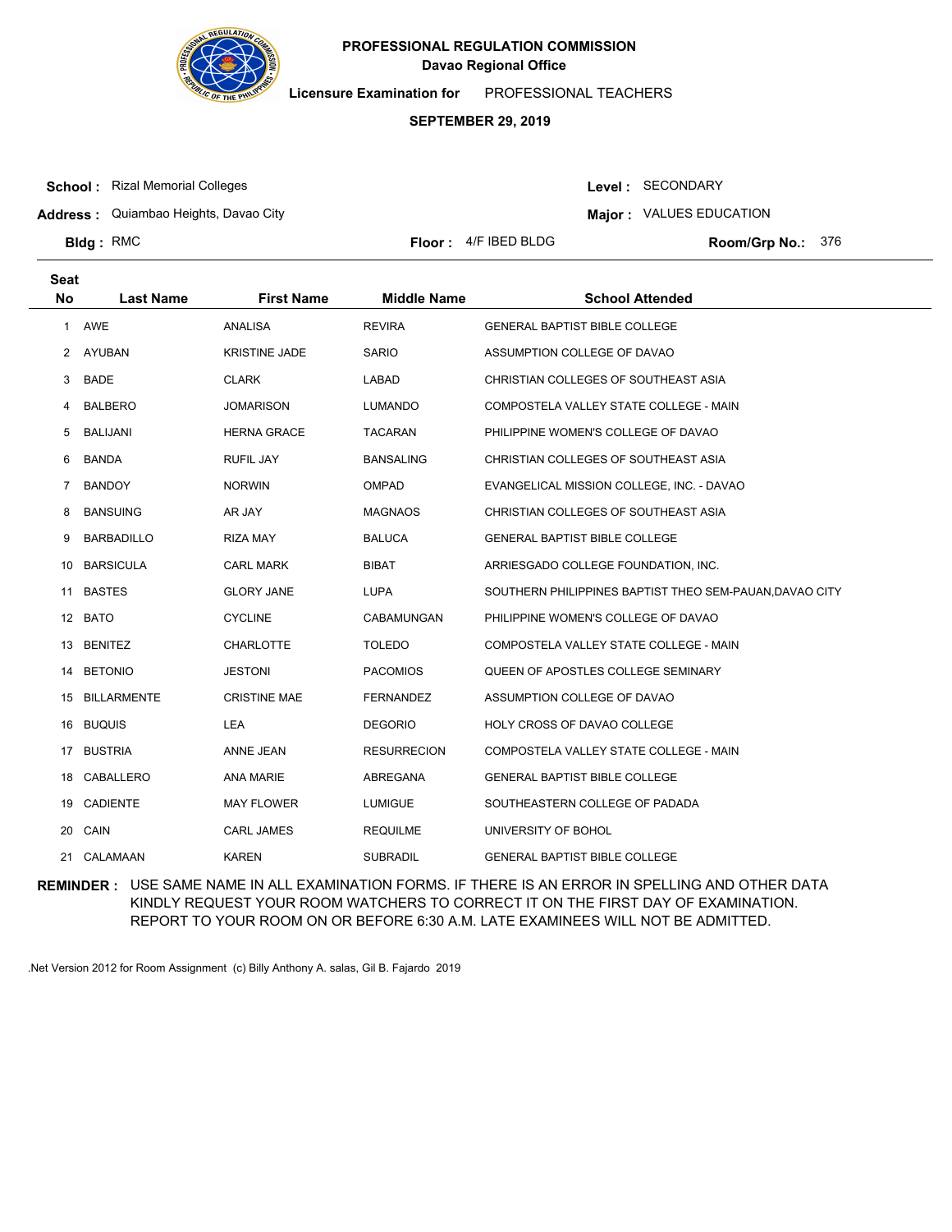**PROFESSIONAL REGULATION COMMISSION**
**Davao Regional Office**

**Licensure Examination for** PROFESSIONAL TEACHERS

**SEPTEMBER 29, 2019**

**School :** Rizal Memorial Colleges
**Address :** Quiambao Heights, Davao City
**Bldg :** RMC
**Floor :** 4/F IBED BLDG
**Level :** SECONDARY
**Major :** VALUES EDUCATION
**Room/Grp No.:** 376

| Seat No | Last Name | First Name | Middle Name | School Attended |
|---|---|---|---|---|
| 1 | AWE | ANALISA | REVIRA | GENERAL BAPTIST BIBLE COLLEGE |
| 2 | AYUBAN | KRISTINE JADE | SARIO | ASSUMPTION COLLEGE OF DAVAO |
| 3 | BADE | CLARK | LABAD | CHRISTIAN COLLEGES OF SOUTHEAST ASIA |
| 4 | BALBERO | JOMARISON | LUMANDO | COMPOSTELA VALLEY STATE COLLEGE - MAIN |
| 5 | BALIJANI | HERNA GRACE | TACARAN | PHILIPPINE WOMEN'S COLLEGE OF DAVAO |
| 6 | BANDA | RUFIL JAY | BANSALING | CHRISTIAN COLLEGES OF SOUTHEAST ASIA |
| 7 | BANDOY | NORWIN | OMPAD | EVANGELICAL MISSION COLLEGE, INC. - DAVAO |
| 8 | BANSUING | AR JAY | MAGNAOS | CHRISTIAN COLLEGES OF SOUTHEAST ASIA |
| 9 | BARBADILLO | RIZA MAY | BALUCA | GENERAL BAPTIST BIBLE COLLEGE |
| 10 | BARSICULA | CARL MARK | BIBAT | ARRIESGADO COLLEGE FOUNDATION, INC. |
| 11 | BASTES | GLORY JANE | LUPA | SOUTHERN PHILIPPINES BAPTIST THEO SEM-PAUAN,DAVAO CITY |
| 12 | BATO | CYCLINE | CABAMUNGAN | PHILIPPINE WOMEN'S COLLEGE OF DAVAO |
| 13 | BENITEZ | CHARLOTTE | TOLEDO | COMPOSTELA VALLEY STATE COLLEGE - MAIN |
| 14 | BETONIO | JESTONI | PACOMIOS | QUEEN OF APOSTLES COLLEGE SEMINARY |
| 15 | BILLARMENTE | CRISTINE MAE | FERNANDEZ | ASSUMPTION COLLEGE OF DAVAO |
| 16 | BUQUIS | LEA | DEGORIO | HOLY CROSS OF DAVAO COLLEGE |
| 17 | BUSTRIA | ANNE JEAN | RESURRECION | COMPOSTELA VALLEY STATE COLLEGE - MAIN |
| 18 | CABALLERO | ANA MARIE | ABREGANA | GENERAL BAPTIST BIBLE COLLEGE |
| 19 | CADIENTE | MAY FLOWER | LUMIGUE | SOUTHEASTERN COLLEGE OF PADADA |
| 20 | CAIN | CARL JAMES | REQUILME | UNIVERSITY OF BOHOL |
| 21 | CALAMAAN | KAREN | SUBRADIL | GENERAL BAPTIST BIBLE COLLEGE |

**REMINDER :** USE SAME NAME IN ALL EXAMINATION FORMS. IF THERE IS AN ERROR IN SPELLING AND OTHER DATA KINDLY REQUEST YOUR ROOM WATCHERS TO CORRECT IT ON THE FIRST DAY OF EXAMINATION. REPORT TO YOUR ROOM ON OR BEFORE 6:30 A.M. LATE EXAMINEES WILL NOT BE ADMITTED.

.Net Version 2012 for Room Assignment (c) Billy Anthony A. salas, Gil B. Fajardo 2019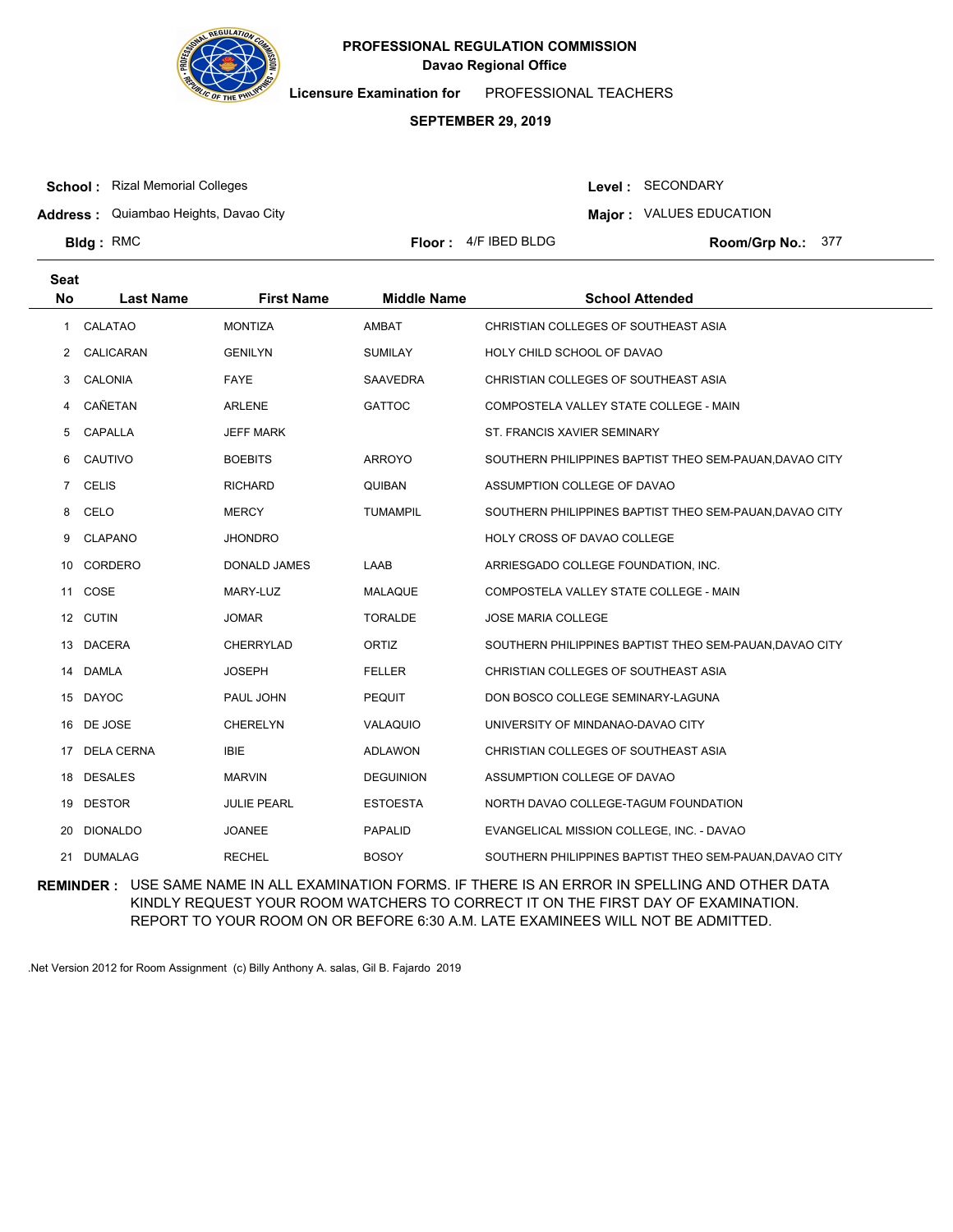**PROFESSIONAL REGULATION COMMISSION**
**Davao Regional Office**

**Licensure Examination for** PROFESSIONAL TEACHERS

**SEPTEMBER 29, 2019**

**School :** Rizal Memorial Colleges
**Address :** Quiambao Heights, Davao City
**Bldg :** RMC
**Floor :** 4/F IBED BLDG

**Level :** SECONDARY
**Major :** VALUES EDUCATION
**Room/Grp No.:** 377

| Seat No | Last Name | First Name | Middle Name | School Attended |
|---|---|---|---|---|
| 1 | CALATAO | MONTIZA | AMBAT | CHRISTIAN COLLEGES OF SOUTHEAST ASIA |
| 2 | CALICARAN | GENILYN | SUMILAY | HOLY CHILD SCHOOL OF DAVAO |
| 3 | CALONIA | FAYE | SAAVEDRA | CHRISTIAN COLLEGES OF SOUTHEAST ASIA |
| 4 | CAÑETAN | ARLENE | GATTOC | COMPOSTELA VALLEY STATE COLLEGE - MAIN |
| 5 | CAPALLA | JEFF MARK | | ST. FRANCIS XAVIER SEMINARY |
| 6 | CAUTIVO | BOEBITS | ARROYO | SOUTHERN PHILIPPINES BAPTIST THEO SEM-PAUAN,DAVAO CITY |
| 7 | CELIS | RICHARD | QUIBAN | ASSUMPTION COLLEGE OF DAVAO |
| 8 | CELO | MERCY | TUMAMPIL | SOUTHERN PHILIPPINES BAPTIST THEO SEM-PAUAN,DAVAO CITY |
| 9 | CLAPANO | JHONDRO | | HOLY CROSS OF DAVAO COLLEGE |
| 10 | CORDERO | DONALD JAMES | LAAB | ARRIESGADO COLLEGE FOUNDATION, INC. |
| 11 | COSE | MARY-LUZ | MALAQUE | COMPOSTELA VALLEY STATE COLLEGE - MAIN |
| 12 | CUTIN | JOMAR | TORALDE | JOSE MARIA COLLEGE |
| 13 | DACERA | CHERRYLAD | ORTIZ | SOUTHERN PHILIPPINES BAPTIST THEO SEM-PAUAN,DAVAO CITY |
| 14 | DAMLA | JOSEPH | FELLER | CHRISTIAN COLLEGES OF SOUTHEAST ASIA |
| 15 | DAYOC | PAUL JOHN | PEQUIT | DON BOSCO COLLEGE SEMINARY-LAGUNA |
| 16 | DE JOSE | CHERELYN | VALAQUIO | UNIVERSITY OF MINDANAO-DAVAO CITY |
| 17 | DELA CERNA | IBIE | ADLAWON | CHRISTIAN COLLEGES OF SOUTHEAST ASIA |
| 18 | DESALES | MARVIN | DEGUINION | ASSUMPTION COLLEGE OF DAVAO |
| 19 | DESTOR | JULIE PEARL | ESTOESTA | NORTH DAVAO COLLEGE-TAGUM FOUNDATION |
| 20 | DIONALDO | JOANEE | PAPALID | EVANGELICAL MISSION COLLEGE, INC. - DAVAO |
| 21 | DUMALAG | RECHEL | BOSOY | SOUTHERN PHILIPPINES BAPTIST THEO SEM-PAUAN,DAVAO CITY |

**REMINDER :** USE SAME NAME IN ALL EXAMINATION FORMS. IF THERE IS AN ERROR IN SPELLING AND OTHER DATA KINDLY REQUEST YOUR ROOM WATCHERS TO CORRECT IT ON THE FIRST DAY OF EXAMINATION. REPORT TO YOUR ROOM ON OR BEFORE 6:30 A.M. LATE EXAMINEES WILL NOT BE ADMITTED.

.Net Version 2012 for Room Assignment (c) Billy Anthony A. salas, Gil B. Fajardo 2019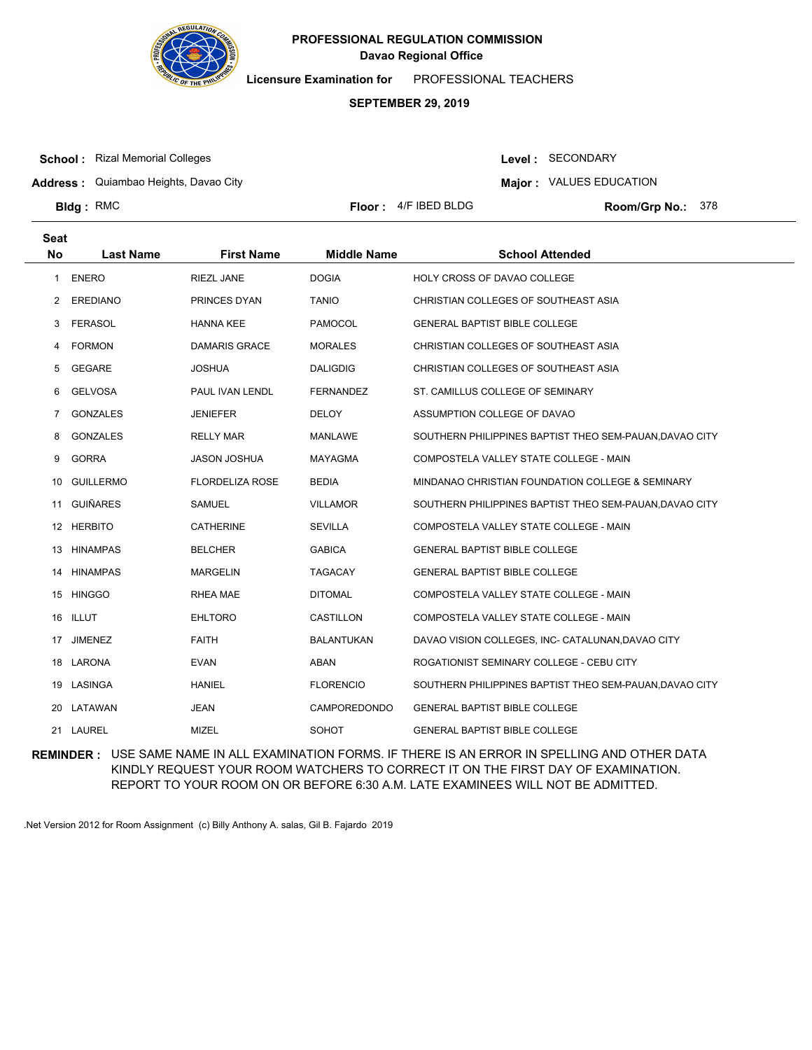**PROFESSIONAL REGULATION COMMISSION**
**Davao Regional Office**

**Licensure Examination for** PROFESSIONAL TEACHERS

**SEPTEMBER 29, 2019**

**School :** Rizal Memorial Colleges
**Address :** Quiambao Heights, Davao City
**Bldg :** RMC
**Floor :** 4/F IBED BLDG
**Level :** SECONDARY
**Major :** VALUES EDUCATION
**Room/Grp No.:** 378

| Seat No | Last Name | First Name | Middle Name | School Attended |
|---|---|---|---|---|
| 1 | ENERO | RIEZL JANE | DOGIA | HOLY CROSS OF DAVAO COLLEGE |
| 2 | EREDIANO | PRINCES DYAN | TANIO | CHRISTIAN COLLEGES OF SOUTHEAST ASIA |
| 3 | FERASOL | HANNA KEE | PAMOCOL | GENERAL BAPTIST BIBLE COLLEGE |
| 4 | FORMON | DAMARIS GRACE | MORALES | CHRISTIAN COLLEGES OF SOUTHEAST ASIA |
| 5 | GEGARE | JOSHUA | DALIGDIG | CHRISTIAN COLLEGES OF SOUTHEAST ASIA |
| 6 | GELVOSA | PAUL IVAN LENDL | FERNANDEZ | ST. CAMILLUS COLLEGE OF SEMINARY |
| 7 | GONZALES | JENIEFER | DELOY | ASSUMPTION COLLEGE OF DAVAO |
| 8 | GONZALES | RELLY MAR | MANLAWE | SOUTHERN PHILIPPINES BAPTIST THEO SEM-PAUAN,DAVAO CITY |
| 9 | GORRA | JASON JOSHUA | MAYAGMA | COMPOSTELA VALLEY STATE COLLEGE - MAIN |
| 10 | GUILLERMO | FLORDELIZA ROSE | BEDIA | MINDANAO CHRISTIAN FOUNDATION COLLEGE & SEMINARY |
| 11 | GUIÑARES | SAMUEL | VILLAMOR | SOUTHERN PHILIPPINES BAPTIST THEO SEM-PAUAN,DAVAO CITY |
| 12 | HERBITO | CATHERINE | SEVILLA | COMPOSTELA VALLEY STATE COLLEGE - MAIN |
| 13 | HINAMPAS | BELCHER | GABICA | GENERAL BAPTIST BIBLE COLLEGE |
| 14 | HINAMPAS | MARGELIN | TAGACAY | GENERAL BAPTIST BIBLE COLLEGE |
| 15 | HINGGO | RHEA MAE | DITOMAL | COMPOSTELA VALLEY STATE COLLEGE - MAIN |
| 16 | ILLUT | EHLTORO | CASTILLON | COMPOSTELA VALLEY STATE COLLEGE - MAIN |
| 17 | JIMENEZ | FAITH | BALANTUKAN | DAVAO VISION COLLEGES, INC- CATALUNAN,DAVAO CITY |
| 18 | LARONA | EVAN | ABAN | ROGATIONIST SEMINARY COLLEGE - CEBU CITY |
| 19 | LASINGA | HANIEL | FLORENCIO | SOUTHERN PHILIPPINES BAPTIST THEO SEM-PAUAN,DAVAO CITY |
| 20 | LATAWAN | JEAN | CAMPOREDONDO | GENERAL BAPTIST BIBLE COLLEGE |
| 21 | LAUREL | MIZEL | SOHOT | GENERAL BAPTIST BIBLE COLLEGE |

**REMINDER :** USE SAME NAME IN ALL EXAMINATION FORMS. IF THERE IS AN ERROR IN SPELLING AND OTHER DATA KINDLY REQUEST YOUR ROOM WATCHERS TO CORRECT IT ON THE FIRST DAY OF EXAMINATION. REPORT TO YOUR ROOM ON OR BEFORE 6:30 A.M. LATE EXAMINEES WILL NOT BE ADMITTED.

.Net Version 2012 for Room Assignment (c) Billy Anthony A. salas, Gil B. Fajardo 2019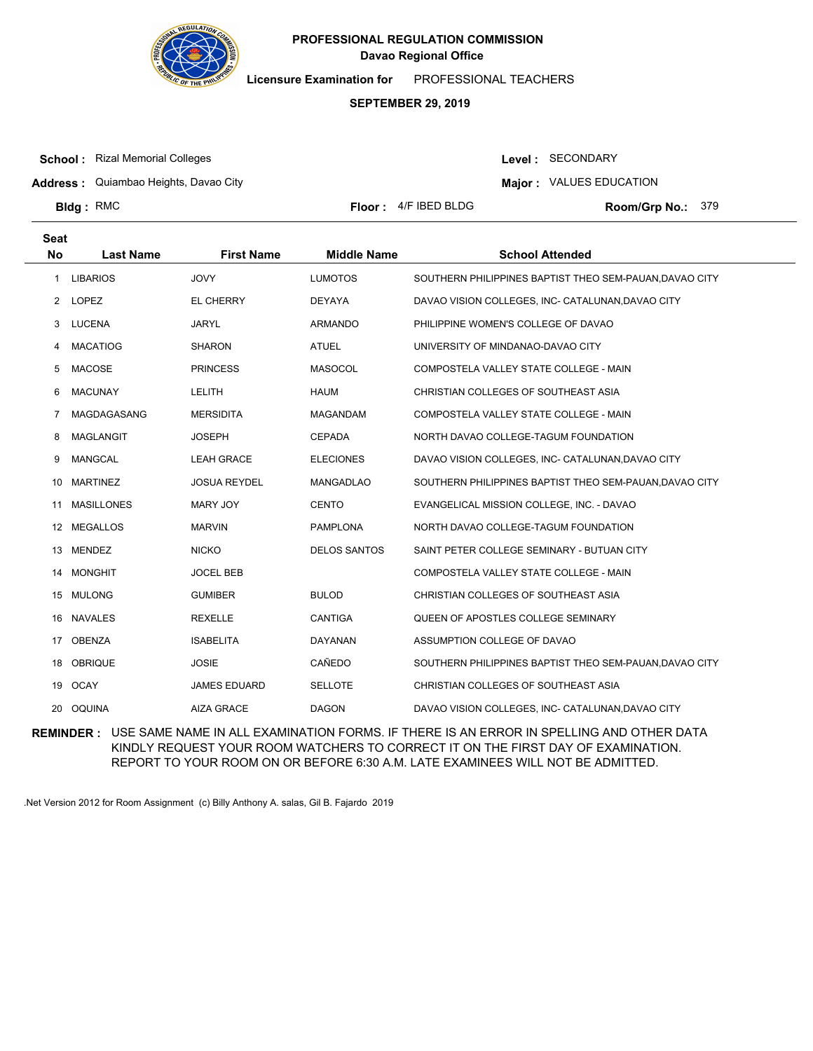**PROFESSIONAL REGULATION COMMISSION**
**Davao Regional Office**

**Licensure Examination for** PROFESSIONAL TEACHERS

**SEPTEMBER 29, 2019**

**School :** Rizal Memorial Colleges
**Address :** Quiambao Heights, Davao City
**Bldg :** RMC
**Floor :** 4/F IBED BLDG
**Level :** SECONDARY
**Major :** VALUES EDUCATION
**Room/Grp No.:** 379

| Seat No | Last Name | First Name | Middle Name | School Attended |
|---|---|---|---|---|
| 1 | LIBARIOS | JOVY | LUMOTOS | SOUTHERN PHILIPPINES BAPTIST THEO SEM-PAUAN,DAVAO CITY |
| 2 | LOPEZ | EL CHERRY | DEYAYA | DAVAO VISION COLLEGES, INC- CATALUNAN,DAVAO CITY |
| 3 | LUCENA | JARYL | ARMANDO | PHILIPPINE WOMEN'S COLLEGE OF DAVAO |
| 4 | MACATIOG | SHARON | ATUEL | UNIVERSITY OF MINDANAO-DAVAO CITY |
| 5 | MACOSE | PRINCESS | MASOCOL | COMPOSTELA VALLEY STATE COLLEGE - MAIN |
| 6 | MACUNAY | LELITH | HAUM | CHRISTIAN COLLEGES OF SOUTHEAST ASIA |
| 7 | MAGDAGASANG | MERSIDITA | MAGANDAM | COMPOSTELA VALLEY STATE COLLEGE - MAIN |
| 8 | MAGLANGIT | JOSEPH | CEPADA | NORTH DAVAO COLLEGE-TAGUM FOUNDATION |
| 9 | MANGCAL | LEAH GRACE | ELECIONES | DAVAO VISION COLLEGES, INC- CATALUNAN,DAVAO CITY |
| 10 | MARTINEZ | JOSUA REYDEL | MANGADLAO | SOUTHERN PHILIPPINES BAPTIST THEO SEM-PAUAN,DAVAO CITY |
| 11 | MASILLONES | MARY JOY | CENTO | EVANGELICAL MISSION COLLEGE, INC. - DAVAO |
| 12 | MEGALLOS | MARVIN | PAMPLONA | NORTH DAVAO COLLEGE-TAGUM FOUNDATION |
| 13 | MENDEZ | NICKO | DELOS SANTOS | SAINT PETER COLLEGE SEMINARY - BUTUAN CITY |
| 14 | MONGHIT | JOCEL BEB | | COMPOSTELA VALLEY STATE COLLEGE - MAIN |
| 15 | MULONG | GUMIBER | BULOD | CHRISTIAN COLLEGES OF SOUTHEAST ASIA |
| 16 | NAVALES | REXELLE | CANTIGA | QUEEN OF APOSTLES COLLEGE SEMINARY |
| 17 | OBENZA | ISABELITA | DAYANAN | ASSUMPTION COLLEGE OF DAVAO |
| 18 | OBRIQUE | JOSIE | CAÑEDO | SOUTHERN PHILIPPINES BAPTIST THEO SEM-PAUAN,DAVAO CITY |
| 19 | OCAY | JAMES EDUARD | SELLOTE | CHRISTIAN COLLEGES OF SOUTHEAST ASIA |
| 20 | OQUINA | AIZA GRACE | DAGON | DAVAO VISION COLLEGES, INC- CATALUNAN,DAVAO CITY |

**REMINDER :** USE SAME NAME IN ALL EXAMINATION FORMS. IF THERE IS AN ERROR IN SPELLING AND OTHER DATA KINDLY REQUEST YOUR ROOM WATCHERS TO CORRECT IT ON THE FIRST DAY OF EXAMINATION. REPORT TO YOUR ROOM ON OR BEFORE 6:30 A.M. LATE EXAMINEES WILL NOT BE ADMITTED.

.Net Version 2012 for Room Assignment (c) Billy Anthony A. salas, Gil B. Fajardo 2019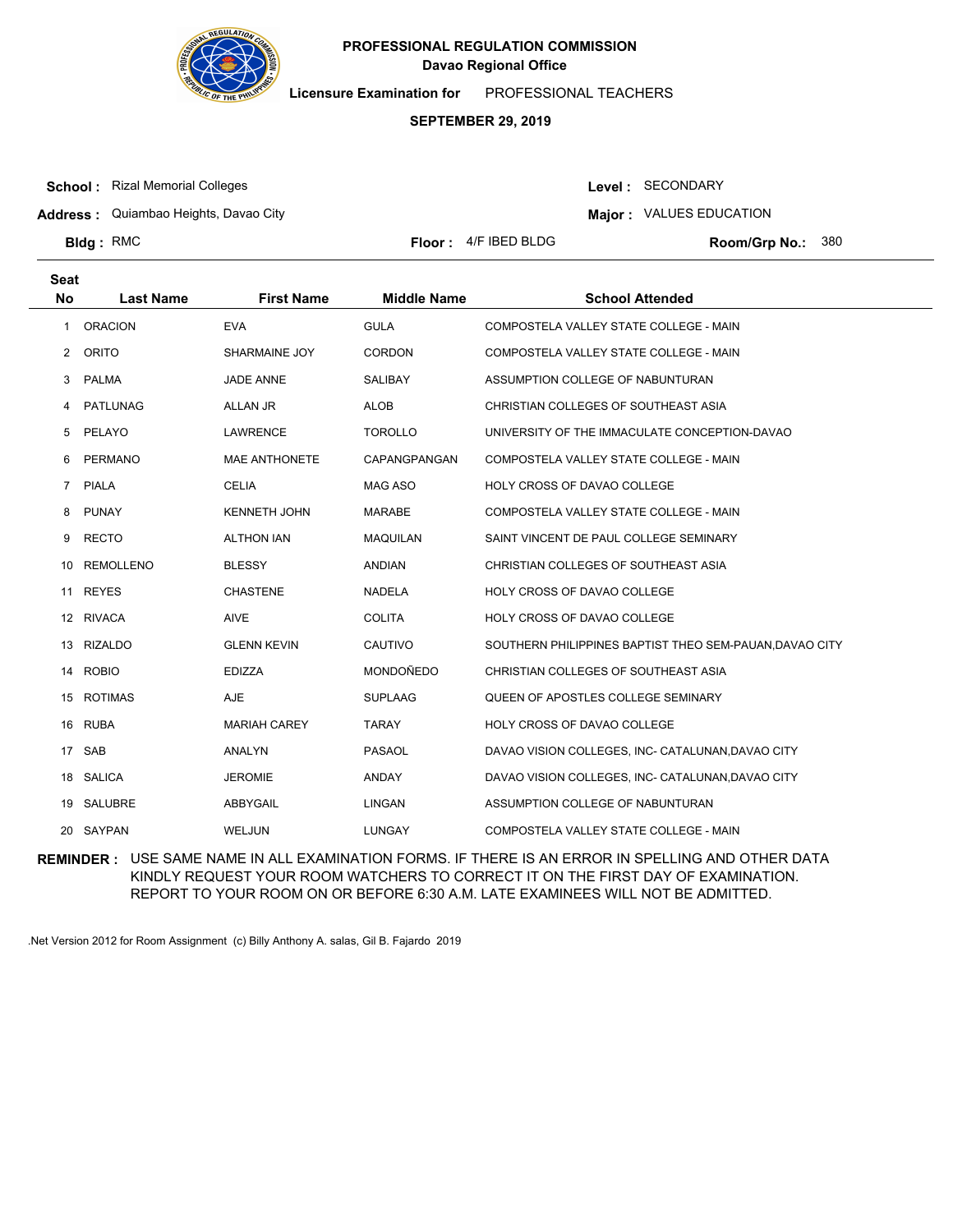**PROFESSIONAL REGULATION COMMISSION**
**Davao Regional Office**

**Licensure Examination for** PROFESSIONAL TEACHERS

**SEPTEMBER 29, 2019**

**School :** Rizal Memorial Colleges
**Address :** Quiambao Heights, Davao City
**Bldg :** RMC

**Level :** SECONDARY
**Major :** VALUES EDUCATION
**Floor :** 4/F IBED BLDG
**Room/Grp No.:** 380

| Seat No | Last Name | First Name | Middle Name | School Attended |
|---|---|---|---|---|
| 1 | ORACION | EVA | GULA | COMPOSTELA VALLEY STATE COLLEGE - MAIN |
| 2 | ORITO | SHARMAINE JOY | CORDON | COMPOSTELA VALLEY STATE COLLEGE - MAIN |
| 3 | PALMA | JADE ANNE | SALIBAY | ASSUMPTION COLLEGE OF NABUNTURAN |
| 4 | PATLUNAG | ALLAN JR | ALOB | CHRISTIAN COLLEGES OF SOUTHEAST ASIA |
| 5 | PELAYO | LAWRENCE | TOROLLO | UNIVERSITY OF THE IMMACULATE CONCEPTION-DAVAO |
| 6 | PERMANO | MAE ANTHONETE | CAPANGPANGAN | COMPOSTELA VALLEY STATE COLLEGE - MAIN |
| 7 | PIALA | CELIA | MAG ASO | HOLY CROSS OF DAVAO COLLEGE |
| 8 | PUNAY | KENNETH JOHN | MARABE | COMPOSTELA VALLEY STATE COLLEGE - MAIN |
| 9 | RECTO | ALTHON IAN | MAQUILAN | SAINT VINCENT DE PAUL COLLEGE SEMINARY |
| 10 | REMOLLENO | BLESSY | ANDIAN | CHRISTIAN COLLEGES OF SOUTHEAST ASIA |
| 11 | REYES | CHASTENE | NADELA | HOLY CROSS OF DAVAO COLLEGE |
| 12 | RIVACA | AIVE | COLITA | HOLY CROSS OF DAVAO COLLEGE |
| 13 | RIZALDO | GLENN KEVIN | CAUTIVO | SOUTHERN PHILIPPINES BAPTIST THEO SEM-PAUAN,DAVAO CITY |
| 14 | ROBIO | EDIZZA | MONDOÑEDO | CHRISTIAN COLLEGES OF SOUTHEAST ASIA |
| 15 | ROTIMAS | AJE | SUPLAAG | QUEEN OF APOSTLES COLLEGE SEMINARY |
| 16 | RUBA | MARIAH CAREY | TARAY | HOLY CROSS OF DAVAO COLLEGE |
| 17 | SAB | ANALYN | PASAOL | DAVAO VISION COLLEGES, INC- CATALUNAN,DAVAO CITY |
| 18 | SALICA | JEROMIE | ANDAY | DAVAO VISION COLLEGES, INC- CATALUNAN,DAVAO CITY |
| 19 | SALUBRE | ABBYGAIL | LINGAN | ASSUMPTION COLLEGE OF NABUNTURAN |
| 20 | SAYPAN | WELJUN | LUNGAY | COMPOSTELA VALLEY STATE COLLEGE - MAIN |

**REMINDER :** USE SAME NAME IN ALL EXAMINATION FORMS. IF THERE IS AN ERROR IN SPELLING AND OTHER DATA KINDLY REQUEST YOUR ROOM WATCHERS TO CORRECT IT ON THE FIRST DAY OF EXAMINATION. REPORT TO YOUR ROOM ON OR BEFORE 6:30 A.M. LATE EXAMINEES WILL NOT BE ADMITTED.

.Net Version 2012 for Room Assignment (c) Billy Anthony A. salas, Gil B. Fajardo 2019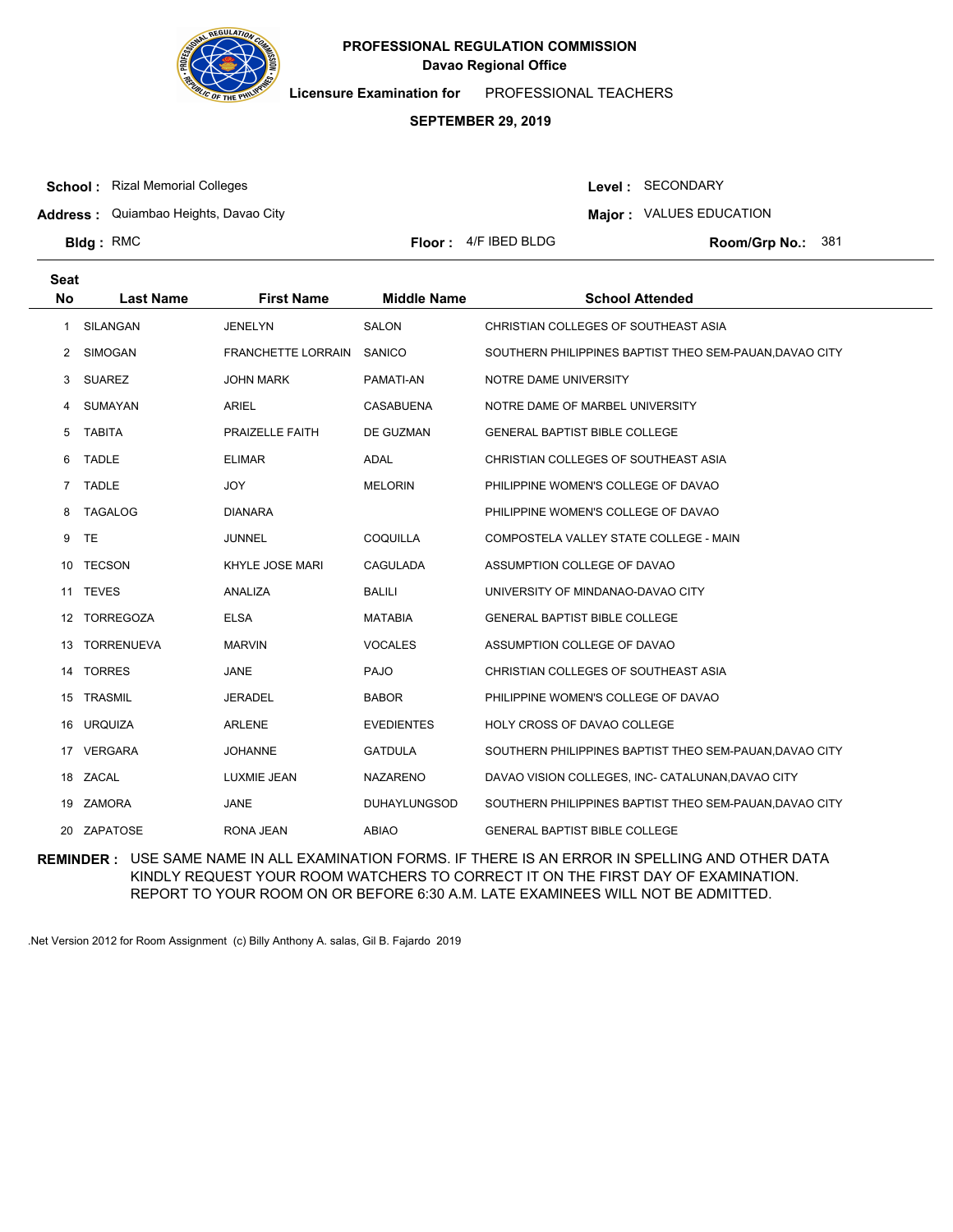**PROFESSIONAL REGULATION COMMISSION**
**Davao Regional Office**

**Licensure Examination for** PROFESSIONAL TEACHERS

**SEPTEMBER 29, 2019**

**School :** Rizal Memorial Colleges
**Address :** Quiambao Heights, Davao City
**Bldg :** RMC
**Floor :** 4/F IBED BLDG

**Level :** SECONDARY
**Major :** VALUES EDUCATION
**Room/Grp No.:** 381

| Seat No | Last Name | First Name | Middle Name | School Attended |
|---|---|---|---|---|
| 1 | SILANGAN | JENELYN | SALON | CHRISTIAN COLLEGES OF SOUTHEAST ASIA |
| 2 | SIMOGAN | FRANCHETTE LORRAIN | SANICO | SOUTHERN PHILIPPINES BAPTIST THEO SEM-PAUAN,DAVAO CITY |
| 3 | SUAREZ | JOHN MARK | PAMATI-AN | NOTRE DAME UNIVERSITY |
| 4 | SUMAYAN | ARIEL | CASABUENA | NOTRE DAME OF MARBEL UNIVERSITY |
| 5 | TABITA | PRAIZELLE FAITH | DE GUZMAN | GENERAL BAPTIST BIBLE COLLEGE |
| 6 | TADLE | ELIMAR | ADAL | CHRISTIAN COLLEGES OF SOUTHEAST ASIA |
| 7 | TADLE | JOY | MELORIN | PHILIPPINE WOMEN'S COLLEGE OF DAVAO |
| 8 | TAGALOG | DIANARA | | PHILIPPINE WOMEN'S COLLEGE OF DAVAO |
| 9 | TE | JUNNEL | COQUILLA | COMPOSTELA VALLEY STATE COLLEGE - MAIN |
| 10 | TECSON | KHYLE JOSE MARI | CAGULADA | ASSUMPTION COLLEGE OF DAVAO |
| 11 | TEVES | ANALIZA | BALILI | UNIVERSITY OF MINDANAO-DAVAO CITY |
| 12 | TORREGOZA | ELSA | MATABIA | GENERAL BAPTIST BIBLE COLLEGE |
| 13 | TORRENUEVA | MARVIN | VOCALES | ASSUMPTION COLLEGE OF DAVAO |
| 14 | TORRES | JANE | PAJO | CHRISTIAN COLLEGES OF SOUTHEAST ASIA |
| 15 | TRASMIL | JERADEL | BABOR | PHILIPPINE WOMEN'S COLLEGE OF DAVAO |
| 16 | URQUIZA | ARLENE | EVEDIENTES | HOLY CROSS OF DAVAO COLLEGE |
| 17 | VERGARA | JOHANNE | GATDULA | SOUTHERN PHILIPPINES BAPTIST THEO SEM-PAUAN,DAVAO CITY |
| 18 | ZACAL | LUXMIE JEAN | NAZARENO | DAVAO VISION COLLEGES, INC- CATALUNAN,DAVAO CITY |
| 19 | ZAMORA | JANE | DUHAYLUNGSOD | SOUTHERN PHILIPPINES BAPTIST THEO SEM-PAUAN,DAVAO CITY |
| 20 | ZAPATOSE | RONA JEAN | ABIAO | GENERAL BAPTIST BIBLE COLLEGE |

**REMINDER :** USE SAME NAME IN ALL EXAMINATION FORMS. IF THERE IS AN ERROR IN SPELLING AND OTHER DATA KINDLY REQUEST YOUR ROOM WATCHERS TO CORRECT IT ON THE FIRST DAY OF EXAMINATION. REPORT TO YOUR ROOM ON OR BEFORE 6:30 A.M. LATE EXAMINEES WILL NOT BE ADMITTED.

.Net Version 2012 for Room Assignment (c) Billy Anthony A. salas, Gil B. Fajardo 2019